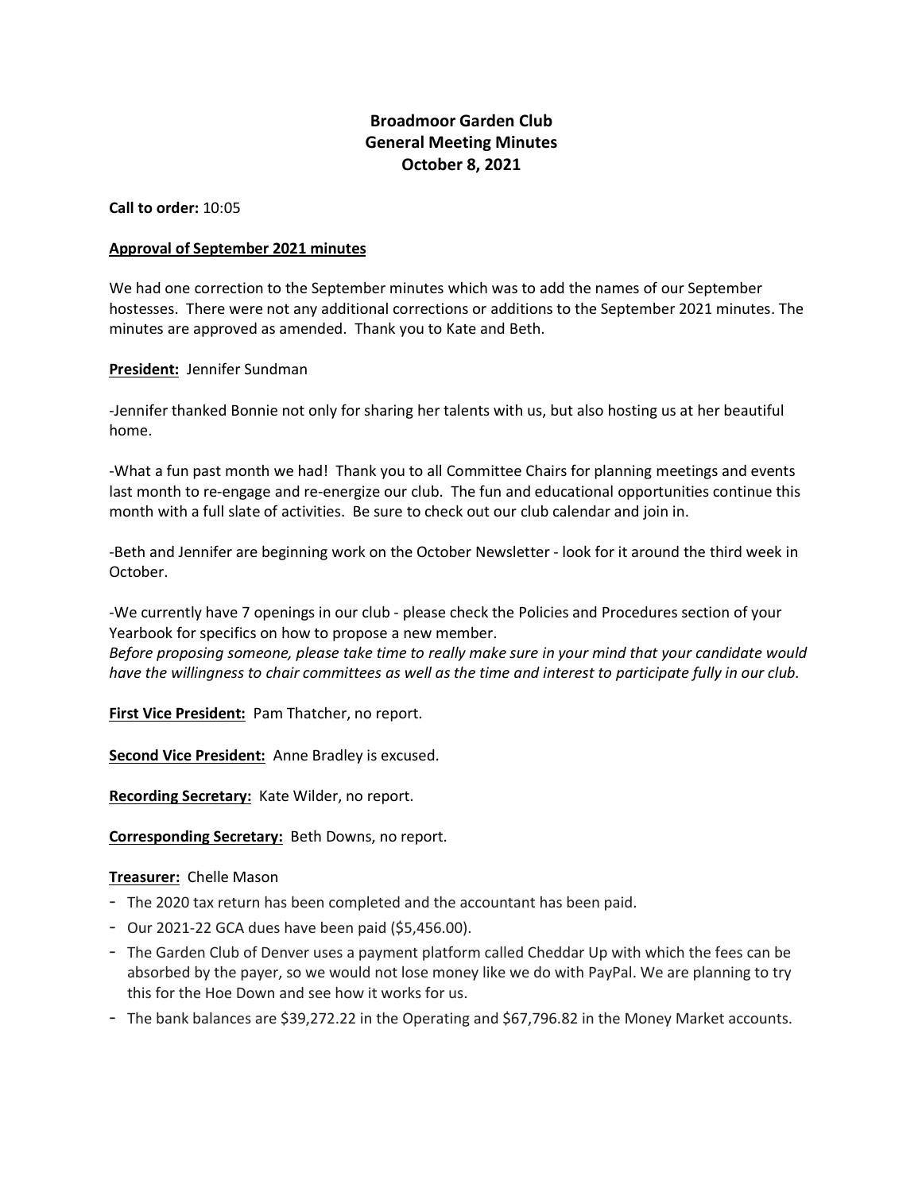# Broadmoor Garden Club
## General Meeting Minutes
### October 8, 2021

**Call to order:** 10:05

**Approval of September 2021 minutes**

We had one correction to the September minutes which was to add the names of our September hostesses. There were not any additional corrections or additions to the September 2021 minutes. The minutes are approved as amended. Thank you to Kate and Beth.

**President:** Jennifer Sundman

-Jennifer thanked Bonnie not only for sharing her talents with us, but also hosting us at her beautiful home.

-What a fun past month we had! Thank you to all Committee Chairs for planning meetings and events last month to re-engage and re-energize our club. The fun and educational opportunities continue this month with a full slate of activities. Be sure to check out our club calendar and join in.

-Beth and Jennifer are beginning work on the October Newsletter - look for it around the third week in October.

-We currently have 7 openings in our club - please check the Policies and Procedures section of your Yearbook for specifics on how to propose a new member.
*Before proposing someone, please take time to really make sure in your mind that your candidate would have the willingness to chair committees as well as the time and interest to participate fully in our club.*

**First Vice President:** Pam Thatcher, no report.

**Second Vice President:** Anne Bradley is excused.

**Recording Secretary:** Kate Wilder, no report.

**Corresponding Secretary:** Beth Downs, no report.

**Treasurer:** Chelle Mason

- The 2020 tax return has been completed and the accountant has been paid.
- Our 2021-22 GCA dues have been paid ($5,456.00).
- The Garden Club of Denver uses a payment platform called Cheddar Up with which the fees can be absorbed by the payer, so we would not lose money like we do with PayPal. We are planning to try this for the Hoe Down and see how it works for us.
- The bank balances are $39,272.22 in the Operating and $67,796.82 in the Money Market accounts.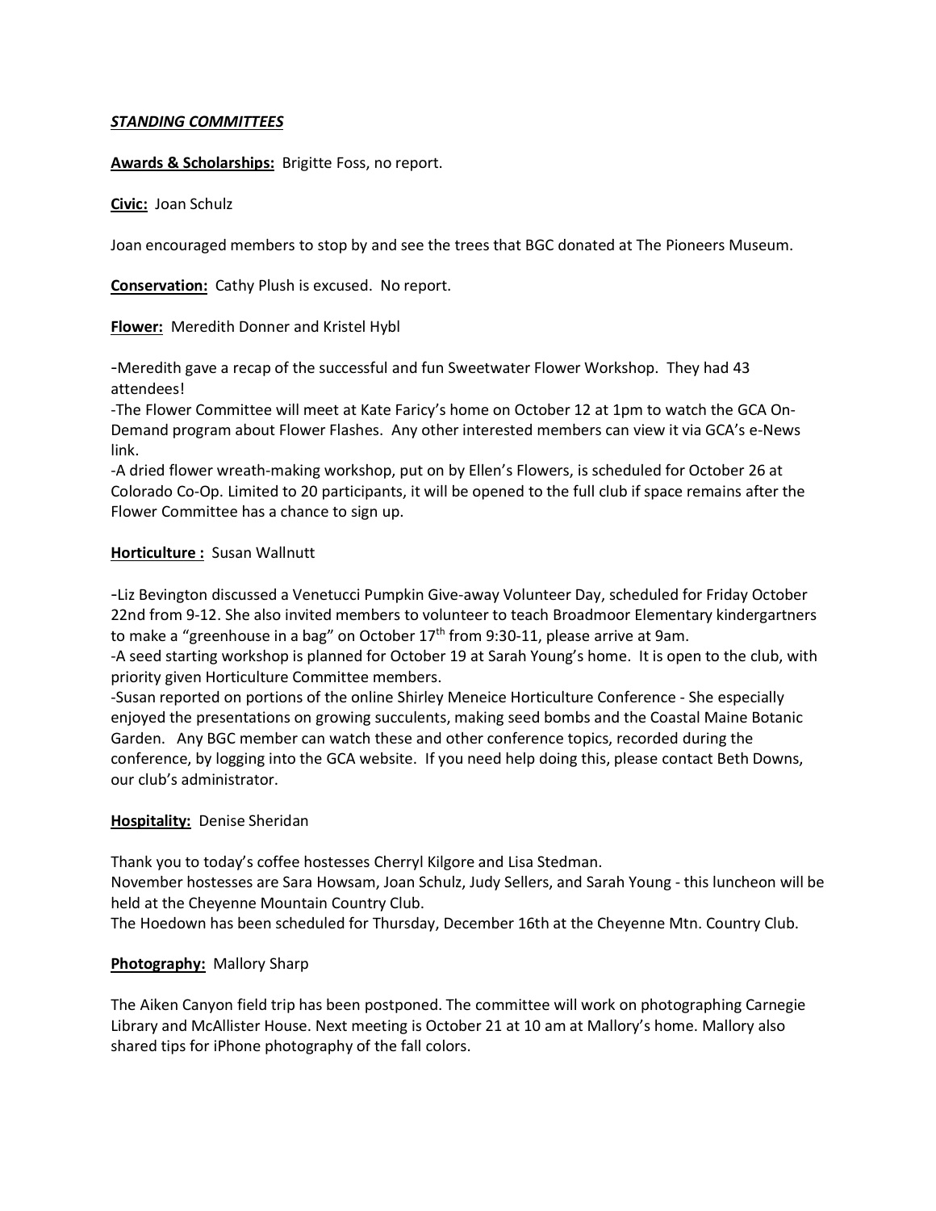***STANDING COMMITTEES***

**Awards & Scholarships:** Brigitte Foss, no report.

**Civic:** Joan Schulz

Joan encouraged members to stop by and see the trees that BGC donated at The Pioneers Museum.

**Conservation:** Cathy Plush is excused. No report.

**Flower:** Meredith Donner and Kristel Hybl

-Meredith gave a recap of the successful and fun Sweetwater Flower Workshop. They had 43 attendees!
-The Flower Committee will meet at Kate Faricy's home on October 12 at 1pm to watch the GCA On-Demand program about Flower Flashes. Any other interested members can view it via GCA's e-News link.
-A dried flower wreath-making workshop, put on by Ellen's Flowers, is scheduled for October 26 at Colorado Co-Op. Limited to 20 participants, it will be opened to the full club if space remains after the Flower Committee has a chance to sign up.

**Horticulture :** Susan Wallnutt

-Liz Bevington discussed a Venetucci Pumpkin Give-away Volunteer Day, scheduled for Friday October 22nd from 9-12. She also invited members to volunteer to teach Broadmoor Elementary kindergartners to make a "greenhouse in a bag" on October 17th from 9:30-11, please arrive at 9am.
-A seed starting workshop is planned for October 19 at Sarah Young's home. It is open to the club, with priority given Horticulture Committee members.
-Susan reported on portions of the online Shirley Meneice Horticulture Conference - She especially enjoyed the presentations on growing succulents, making seed bombs and the Coastal Maine Botanic Garden. Any BGC member can watch these and other conference topics, recorded during the conference, by logging into the GCA website. If you need help doing this, please contact Beth Downs, our club's administrator.

**Hospitality:** Denise Sheridan

Thank you to today's coffee hostesses Cherryl Kilgore and Lisa Stedman.
November hostesses are Sara Howsam, Joan Schulz, Judy Sellers, and Sarah Young - this luncheon will be held at the Cheyenne Mountain Country Club.
The Hoedown has been scheduled for Thursday, December 16th at the Cheyenne Mtn. Country Club.

**Photography:** Mallory Sharp

The Aiken Canyon field trip has been postponed. The committee will work on photographing Carnegie Library and McAllister House. Next meeting is October 21 at 10 am at Mallory's home. Mallory also shared tips for iPhone photography of the fall colors.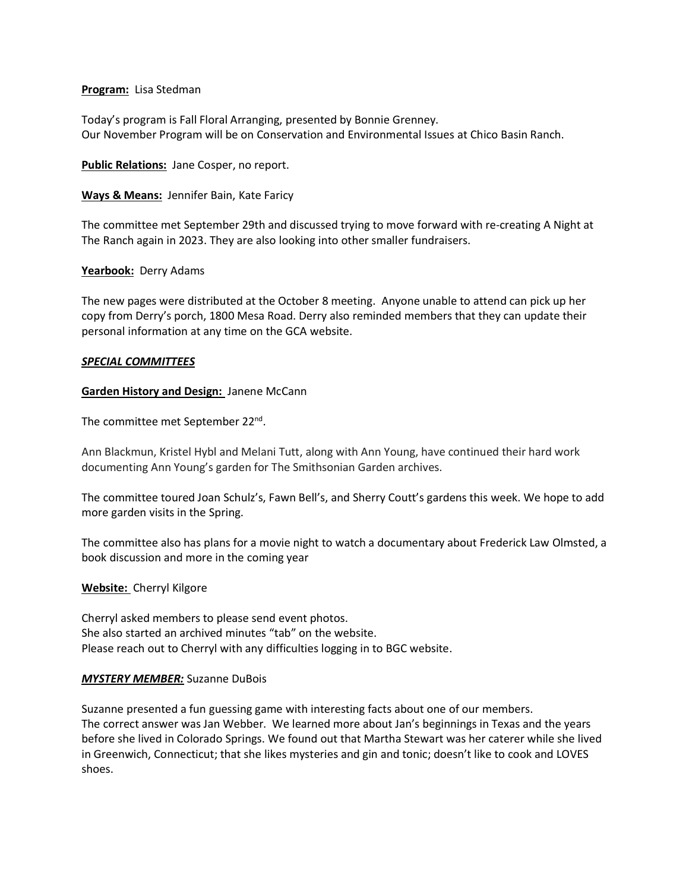**Program:** Lisa Stedman

Today's program is Fall Floral Arranging, presented by Bonnie Grenney.
Our November Program will be on Conservation and Environmental Issues at Chico Basin Ranch.

**Public Relations:** Jane Cosper, no report.

**Ways & Means:** Jennifer Bain, Kate Faricy

The committee met September 29th and discussed trying to move forward with re-creating A Night at The Ranch again in 2023. They are also looking into other smaller fundraisers.

**Yearbook:** Derry Adams

The new pages were distributed at the October 8 meeting. Anyone unable to attend can pick up her copy from Derry's porch, 1800 Mesa Road. Derry also reminded members that they can update their personal information at any time on the GCA website.

***SPECIAL COMMITTEES***

**Garden History and Design:** Janene McCann

The committee met September 22nd.

Ann Blackmun, Kristel Hybl and Melani Tutt, along with Ann Young, have continued their hard work documenting Ann Young's garden for The Smithsonian Garden archives.

The committee toured Joan Schulz's, Fawn Bell's, and Sherry Coutt's gardens this week. We hope to add more garden visits in the Spring.

The committee also has plans for a movie night to watch a documentary about Frederick Law Olmsted, a book discussion and more in the coming year

**Website:** Cherryl Kilgore

Cherryl asked members to please send event photos.
She also started an archived minutes "tab" on the website.
Please reach out to Cherryl with any difficulties logging in to BGC website.

***MYSTERY MEMBER:*** Suzanne DuBois

Suzanne presented a fun guessing game with interesting facts about one of our members.
The correct answer was Jan Webber. We learned more about Jan's beginnings in Texas and the years before she lived in Colorado Springs. We found out that Martha Stewart was her caterer while she lived in Greenwich, Connecticut; that she likes mysteries and gin and tonic; doesn't like to cook and LOVES shoes.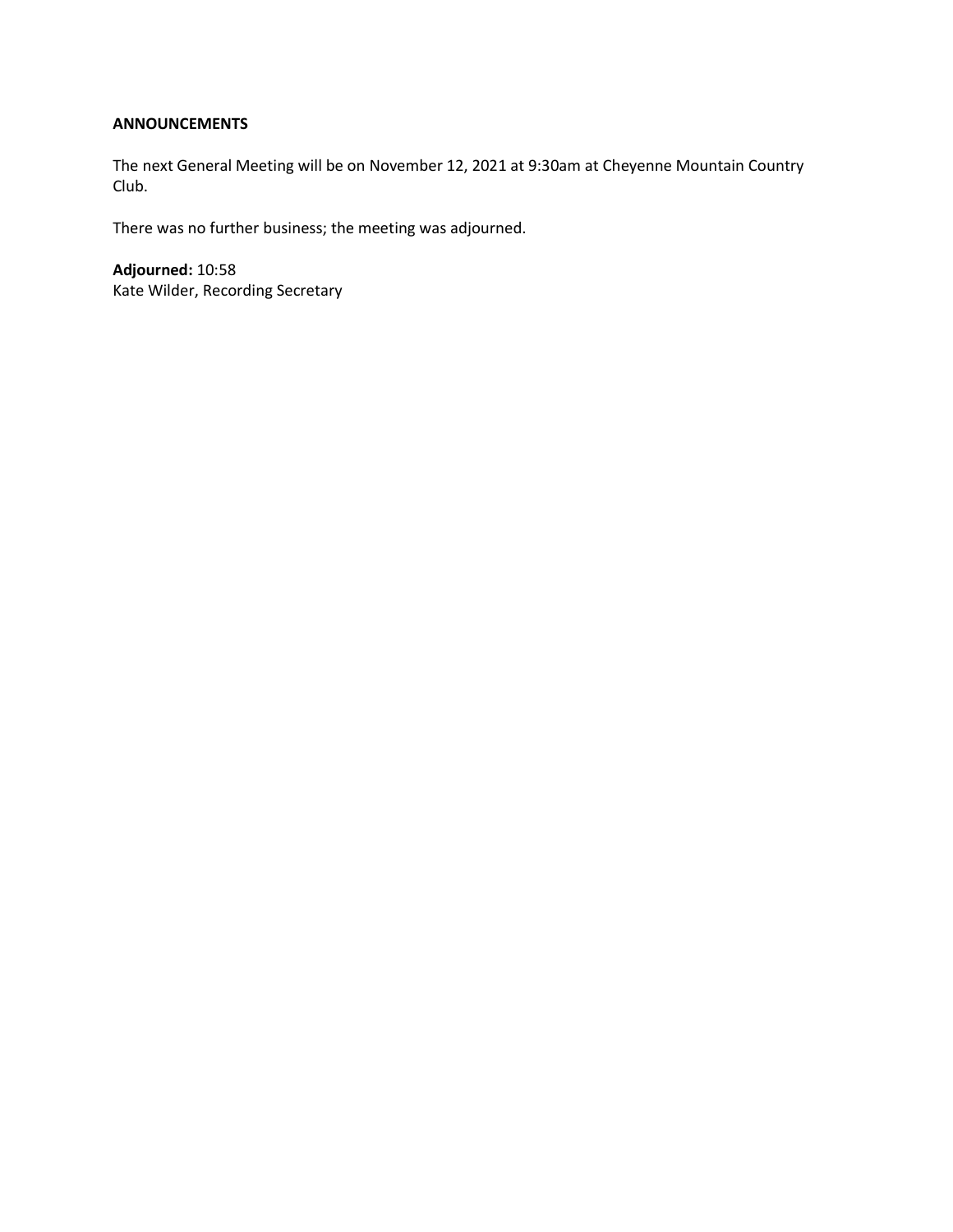**ANNOUNCEMENTS**

The next General Meeting will be on November 12, 2021 at 9:30am at Cheyenne Mountain Country Club.

There was no further business; the meeting was adjourned.

**Adjourned:** 10:58
Kate Wilder, Recording Secretary